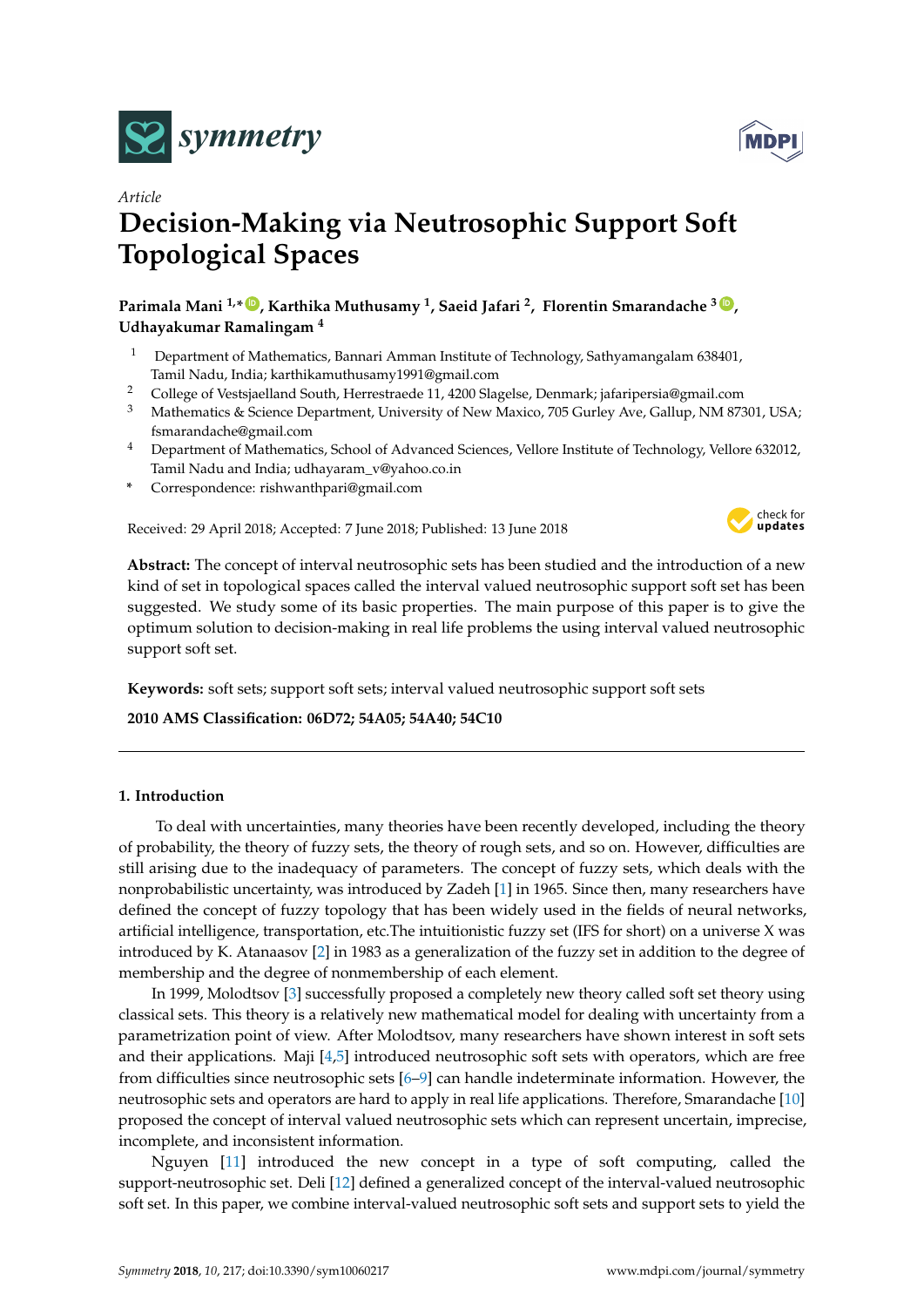*Article*

# Decision-Making via Neutrosophic Support Soft Topological Spaces

**Parimala Mani [1,*], Karthika Muthusamy [1], Saeid Jafari [2], Florentin Smarandache [3], Udhayakumar Ramalingam [4]**

1. Department of Mathematics, Bannari Amman Institute of Technology, Sathyamangalam 638401, Tamil Nadu, India; karthikamuthusamy1991@gmail.com
2. College of Vestsjaelland South, Herrestraede 11, 4200 Slagelse, Denmark; jafaripersia@gmail.com
3. Mathematics & Science Department, University of New Maxico, 705 Gurley Ave, Gallup, NM 87301, USA; fsmarandache@gmail.com
4. Department of Mathematics, School of Advanced Sciences, Vellore Institute of Technology, Vellore 632012, Tamil Nadu and India; udhayaram_v@yahoo.co.in

\* Correspondence: rishwanthpari@gmail.com

Received: 29 April 2018; Accepted: 7 June 2018; Published: 13 June 2018

**Abstract:** The concept of interval neutrosophic sets has been studied and the introduction of a new kind of set in topological spaces called the interval valued neutrosophic support soft set has been suggested. We study some of its basic properties. The main purpose of this paper is to give the optimum solution to decision-making in real life problems the using interval valued neutrosophic support soft set.

**Keywords:** soft sets; support soft sets; interval valued neutrosophic support soft sets

**2010 AMS Classification: 06D72; 54A05; 54A40; 54C10**

## 1. Introduction

To deal with uncertainties, many theories have been recently developed, including the theory of probability, the theory of fuzzy sets, the theory of rough sets, and so on. However, difficulties are still arising due to the inadequacy of parameters. The concept of fuzzy sets, which deals with the nonprobabilistic uncertainty, was introduced by Zadeh [1] in 1965. Since then, many researchers have defined the concept of fuzzy topology that has been widely used in the fields of neural networks, artificial intelligence, transportation, etc.The intuitionistic fuzzy set (IFS for short) on a universe X was introduced by K. Atanaasov [2] in 1983 as a generalization of the fuzzy set in addition to the degree of membership and the degree of nonmembership of each element.

In 1999, Molodtsov [3] successfully proposed a completely new theory called soft set theory using classical sets. This theory is a relatively new mathematical model for dealing with uncertainty from a parametrization point of view. After Molodtsov, many researchers have shown interest in soft sets and their applications. Maji [4,5] introduced neutrosophic soft sets with operators, which are free from difficulties since neutrosophic sets [6–9] can handle indeterminate information. However, the neutrosophic sets and operators are hard to apply in real life applications. Therefore, Smarandache [10] proposed the concept of interval valued neutrosophic sets which can represent uncertain, imprecise, incomplete, and inconsistent information.

Nguyen [11] introduced the new concept in a type of soft computing, called the support-neutrosophic set. Deli [12] defined a generalized concept of the interval-valued neutrosophic soft set. In this paper, we combine interval-valued neutrosophic soft sets and support sets to yield the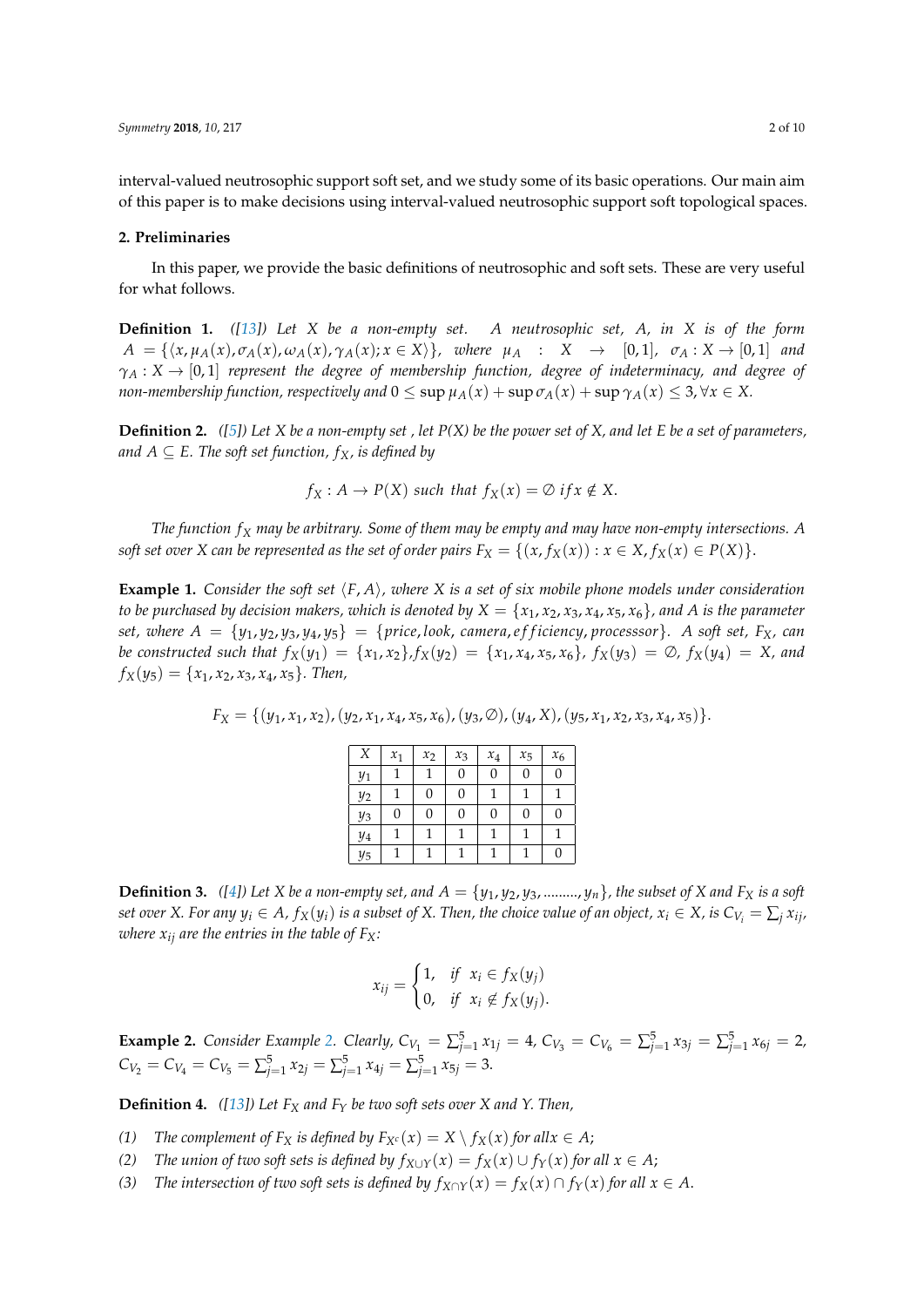interval-valued neutrosophic support soft set, and we study some of its basic operations. Our main aim of this paper is to make decisions using interval-valued neutrosophic support soft topological spaces.

## 2. Preliminaries

In this paper, we provide the basic definitions of neutrosophic and soft sets. These are very useful for what follows.

**Definition 1.** *([13]) Let X be a non-empty set. A neutrosophic set, A, in X is of the form* $A = \{\langle x, \mu_A(x), \sigma_A(x), \omega_A(x), \gamma_A(x); x \in X\rangle\}$, *where* $\mu_A : X \to [0,1]$, $\sigma_A : X \to [0,1]$ *and* $\gamma_A : X \to [0,1]$ *represent the degree of membership function, degree of indeterminacy, and degree of non-membership function, respectively and* $0 \leq \sup \mu_A(x) + \sup \sigma_A(x) + \sup \gamma_A(x) \leq 3, \forall x \in X$.

**Definition 2.** *([5]) Let X be a non-empty set , let P(X) be the power set of X, and let E be a set of parameters, and* $A \subseteq E$. *The soft set function,* $f_X$, *is defined by*

$$f_X : A \to P(X) \text{ such that } f_X(x) = \emptyset \text{ if } x \notin X.$$

*The function* $f_X$ *may be arbitrary. Some of them may be empty and may have non-empty intersections. A soft set over X can be represented as the set of order pairs* $F_X = \{(x, f_X(x)) : x \in X, f_X(x) \in P(X)\}$.

**Example 1.** *Consider the soft set* $\langle F, A\rangle$, *where X is a set of six mobile phone models under consideration to be purchased by decision makers, which is denoted by* $X = \{x_1, x_2, x_3, x_4, x_5, x_6\}$, *and A is the parameter set, where* $A = \{y_1, y_2, y_3, y_4, y_5\} = \{price, look, camera, efficiency, processsor\}$. *A soft set,* $F_X$, *can be constructed such that* $f_X(y_1) = \{x_1, x_2\}$, $f_X(y_2) = \{x_1, x_4, x_5, x_6\}$, $f_X(y_3) = \emptyset$, $f_X(y_4) = X$, *and* $f_X(y_5) = \{x_1, x_2, x_3, x_4, x_5\}$. *Then,*

$$F_X = \{(y_1, x_1, x_2), (y_2, x_1, x_4, x_5, x_6), (y_3, \emptyset), (y_4, X), (y_5, x_1, x_2, x_3, x_4, x_5)\}.$$

| $X$ | $x_1$ | $x_2$ | $x_3$ | $x_4$ | $x_5$ | $x_6$ |
|---|---|---|---|---|---|---|
| $y_1$ | 1 | 1 | 0 | 0 | 0 | 0 |
| $y_2$ | 1 | 0 | 0 | 1 | 1 | 1 |
| $y_3$ | 0 | 0 | 0 | 0 | 0 | 0 |
| $y_4$ | 1 | 1 | 1 | 1 | 1 | 1 |
| $y_5$ | 1 | 1 | 1 | 1 | 1 | 0 |

**Definition 3.** *([4]) Let X be a non-empty set, and* $A = \{y_1, y_2, y_3, ........., y_n\}$, *the subset of X and* $F_X$ *is a soft set over X. For any* $y_i \in A$, $f_X(y_i)$ *is a subset of X. Then, the choice value of an object,* $x_i \in X$, *is* $C_{V_i} = \sum_j x_{ij}$, *where* $x_{ij}$ *are the entries in the table of* $F_X$:

$$x_{ij} = \begin{cases} 1, & \text{if } \ x_i \in f_X(y_j) \\ 0, & \text{if } \ x_i \notin f_X(y_j). \end{cases}$$

**Example 2.** *Consider Example 2. Clearly,* $C_{V_1} = \sum_{j=1}^{5} x_{1j} = 4$, $C_{V_3} = C_{V_6} = \sum_{j=1}^{5} x_{3j} = \sum_{j=1}^{5} x_{6j} = 2$, $C_{V_2} = C_{V_4} = C_{V_5} = \sum_{j=1}^{5} x_{2j} = \sum_{j=1}^{5} x_{4j} = \sum_{j=1}^{5} x_{5j} = 3$.

**Definition 4.** *([13]) Let* $F_X$ *and* $F_Y$ *be two soft sets over X and Y. Then,*

*(1)* *The complement of* $F_X$ *is defined by* $F_{X^c}(x) = X \setminus f_X(x)$ *for all* $x \in A$;

*(2)* *The union of two soft sets is defined by* $f_{X \cup Y}(x) = f_X(x) \cup f_Y(x)$ *for all* $x \in A$;

*(3)* *The intersection of two soft sets is defined by* $f_{X \cap Y}(x) = f_X(x) \cap f_Y(x)$ *for all* $x \in A$.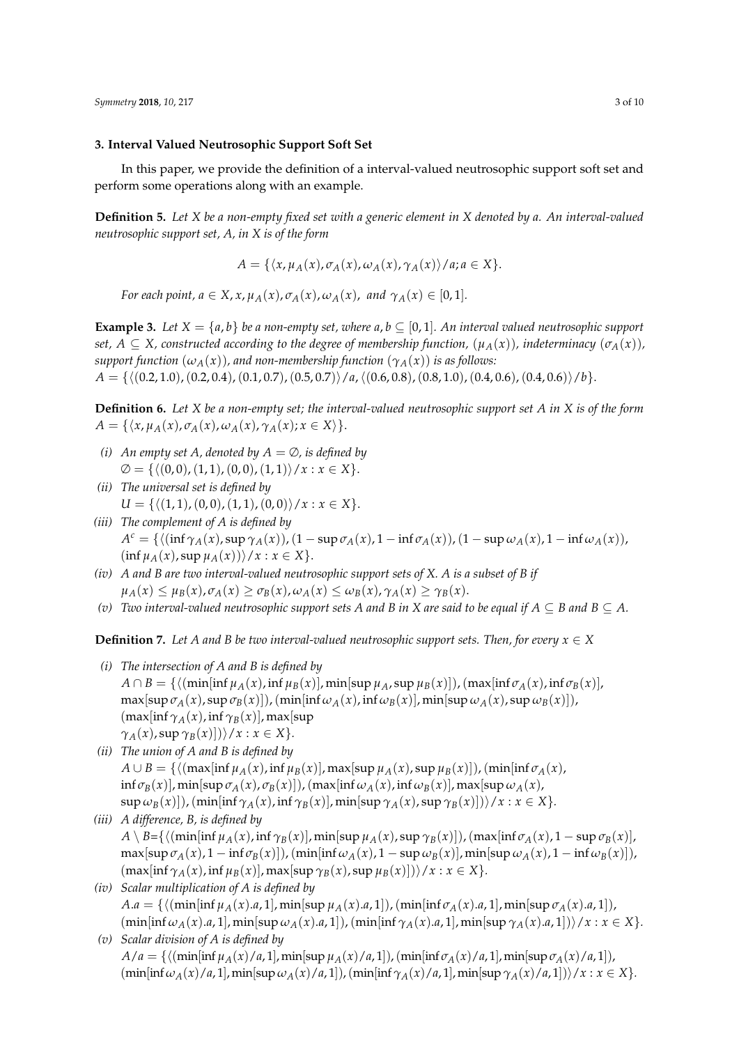## 3. Interval Valued Neutrosophic Support Soft Set

In this paper, we provide the definition of a interval-valued neutrosophic support soft set and perform some operations along with an example.

**Definition 5.** *Let X be a non-empty fixed set with a generic element in X denoted by a. An interval-valued neutrosophic support set, A, in X is of the form*

$$A = \{\langle x, \mu_A(x), \sigma_A(x), \omega_A(x), \gamma_A(x)\rangle / a; a \in X\}.$$

*For each point, $a \in X$, $x, \mu_A(x), \sigma_A(x), \omega_A(x),$ and $\gamma_A(x) \in [0,1]$.*

**Example 3.** *Let $X = \{a, b\}$ be a non-empty set, where $a, b \subseteq [0,1]$. An interval valued neutrosophic support set, $A \subseteq X$, constructed according to the degree of membership function, $(\mu_A(x))$, indeterminacy $(\sigma_A(x))$, support function $(\omega_A(x))$, and non-membership function $(\gamma_A(x))$ is as follows:*
$A = \{\langle (0.2, 1.0), (0.2, 0.4), (0.1, 0.7), (0.5, 0.7)\rangle / a, \langle (0.6, 0.8), (0.8, 1.0), (0.4, 0.6), (0.4, 0.6)\rangle / b\}$.

**Definition 6.** *Let X be a non-empty set; the interval-valued neutrosophic support set A in X is of the form $A = \{\langle x, \mu_A(x), \sigma_A(x), \omega_A(x), \gamma_A(x); x \in X\rangle\}$.*

*(i) An empty set A, denoted by $A = \emptyset$, is defined by*
$\emptyset = \{\langle (0,0), (1,1), (0,0), (1,1)\rangle / x : x \in X\}$.

*(ii) The universal set is defined by*
$U = \{\langle (1,1), (0,0), (1,1), (0,0)\rangle / x : x \in X\}$.

*(iii) The complement of A is defined by*
$A^c = \{\langle (\inf \gamma_A(x), \sup \gamma_A(x)), (1 - \sup \sigma_A(x), 1 - \inf \sigma_A(x)), (1 - \sup \omega_A(x), 1 - \inf \omega_A(x)), (\inf \mu_A(x), \sup \mu_A(x))\rangle / x : x \in X\}$.

*(iv) A and B are two interval-valued neutrosophic support sets of X. A is a subset of B if*
$\mu_A(x) \leq \mu_B(x), \sigma_A(x) \geq \sigma_B(x), \omega_A(x) \leq \omega_B(x), \gamma_A(x) \geq \gamma_B(x)$.

*(v) Two interval-valued neutrosophic support sets A and B in X are said to be equal if $A \subseteq B$ and $B \subseteq A$.*

**Definition 7.** *Let A and B be two interval-valued neutrosophic support sets. Then, for every $x \in X$*

*(i) The intersection of A and B is defined by*
$A \cap B = \{\langle (\min[\inf \mu_A(x), \inf \mu_B(x)], \min[\sup \mu_A, \sup \mu_B(x)]), (\max[\inf \sigma_A(x), \inf \sigma_B(x)], \max[\sup \sigma_A(x), \sup \sigma_B(x)]), (\min[\inf \omega_A(x), \inf \omega_B(x)], \min[\sup \omega_A(x), \sup \omega_B(x)]), (\max[\inf \gamma_A(x), \inf \gamma_B(x)], \max[\sup \gamma_A(x), \sup \gamma_B(x)])\rangle / x : x \in X\}$.

*(ii) The union of A and B is defined by*
$A \cup B = \{\langle (\max[\inf \mu_A(x), \inf \mu_B(x)], \max[\sup \mu_A(x), \sup \mu_B(x)]), (\min[\inf \sigma_A(x), \inf \sigma_B(x)], \min[\sup \sigma_A(x), \sigma_B(x)]), (\max[\inf \omega_A(x), \inf \omega_B(x)], \max[\sup \omega_A(x), \sup \omega_B(x)]), (\min[\inf \gamma_A(x), \inf \gamma_B(x)], \min[\sup \gamma_A(x), \sup \gamma_B(x)])\rangle / x : x \in X\}$.

*(iii) A difference, B, is defined by*
$A \setminus B = \{\langle (\min[\inf \mu_A(x), \inf \gamma_B(x)], \min[\sup \mu_A(x), \sup \gamma_B(x)]), (\max[\inf \sigma_A(x), 1 - \sup \sigma_B(x)], \max[\sup \sigma_A(x), 1 - \inf \sigma_B(x)]), (\min[\inf \omega_A(x), 1 - \sup \omega_B(x)], \min[\sup \omega_A(x), 1 - \inf \omega_B(x)]), (\max[\inf \gamma_A(x), \inf \mu_B(x)], \max[\sup \gamma_B(x), \sup \mu_B(x)])\rangle / x : x \in X\}$.

*(iv) Scalar multiplication of A is defined by*
$A.a = \{\langle (\min[\inf \mu_A(x).a, 1], \min[\sup \mu_A(x).a, 1]), (\min[\inf \sigma_A(x).a, 1], \min[\sup \sigma_A(x).a, 1]), (\min[\inf \omega_A(x).a, 1], \min[\sup \omega_A(x).a, 1]), (\min[\inf \gamma_A(x).a, 1], \min[\sup \gamma_A(x).a, 1])\rangle / x : x \in X\}$.

*(v) Scalar division of A is defined by*
$A/a = \{\langle (\min[\inf \mu_A(x)/a, 1], \min[\sup \mu_A(x)/a, 1]), (\min[\inf \sigma_A(x)/a, 1], \min[\sup \sigma_A(x)/a, 1]), (\min[\inf \omega_A(x)/a, 1], \min[\sup \omega_A(x)/a, 1]), (\min[\inf \gamma_A(x)/a, 1], \min[\sup \gamma_A(x)/a, 1])\rangle / x : x \in X\}$.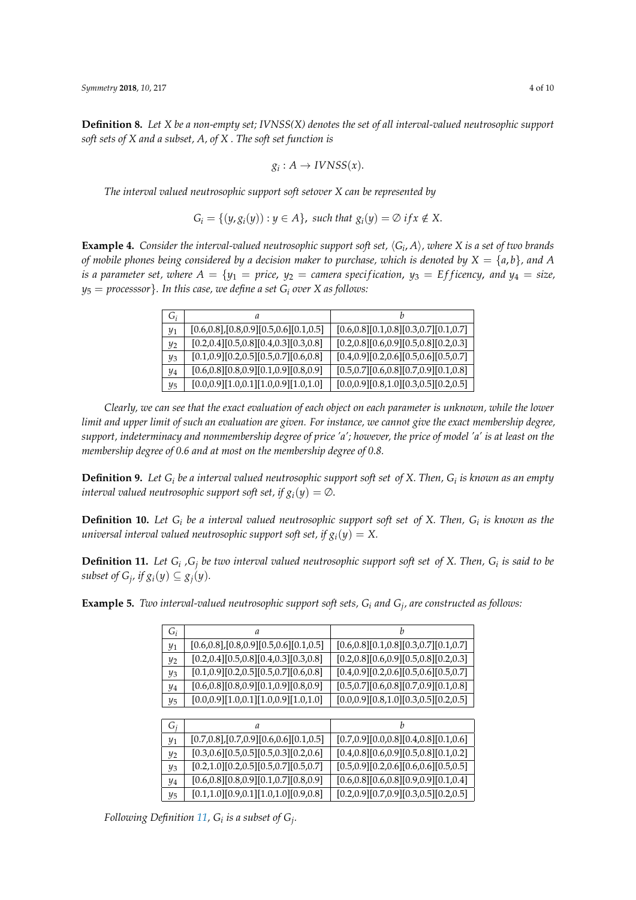**Definition 8.** *Let X be a non-empty set; IVNSS(X) denotes the set of all interval-valued neutrosophic support soft sets of X and a subset, A, of X . The soft set function is*

$$g_i : A \to IVNSS(x).$$

*The interval valued neutrosophic support soft setover X can be represented by*

$$G_i = \{(y, g_i(y)) : y \in A\}, \text{ such that } g_i(y) = \emptyset \text{ if } x \notin X.$$

**Example 4.** *Consider the interval-valued neutrosophic support soft set, $\langle G_i, A \rangle$, where X is a set of two brands of mobile phones being considered by a decision maker to purchase, which is denoted by $X = \{a, b\}$, and A is a parameter set, where $A = \{y_1 = price,\ y_2 = camera\ specification,\ y_3 = Efficency,\ and\ y_4 = size,\ y_5 = processsor\}$. In this case, we define a set $G_i$ over X as follows:*

| $G_i$ | $a$ | $b$ |
|---|---|---|
| $y_1$ | [0.6,0.8],[0.8,0.9][0.5,0.6][0.1,0.5] | [0.6,0.8][0.1,0.8][0.3,0.7][0.1,0.7] |
| $y_2$ | [0.2,0.4][0.5,0.8][0.4,0.3][0.3,0.8] | [0.2,0.8][0.6,0.9][0.5,0.8][0.2,0.3] |
| $y_3$ | [0.1,0.9][0.2,0.5][0.5,0.7][0.6,0.8] | [0.4,0.9][0.2,0.6][0.5,0.6][0.5,0.7] |
| $y_4$ | [0.6,0.8][0.8,0.9][0.1,0.9][0.8,0.9] | [0.5,0.7][0.6,0.8][0.7,0.9][0.1,0.8] |
| $y_5$ | [0.0,0.9][1.0,0.1][1.0,0.9][1.0,1.0] | [0.0,0.9][0.8,1.0][0.3,0.5][0.2,0.5] |

*Clearly, we can see that the exact evaluation of each object on each parameter is unknown, while the lower limit and upper limit of such an evaluation are given. For instance, we cannot give the exact membership degree, support, indeterminacy and nonmembership degree of price 'a'; however, the price of model 'a' is at least on the membership degree of 0.6 and at most on the membership degree of 0.8.*

**Definition 9.** *Let $G_i$ be a interval valued neutrosophic support soft set of X. Then, $G_i$ is known as an empty interval valued neutrosophic support soft set, if $g_i(y) = \emptyset$.*

**Definition 10.** *Let $G_i$ be a interval valued neutrosophic support soft set of X. Then, $G_i$ is known as the universal interval valued neutrosophic support soft set, if $g_i(y) = X$.*

**Definition 11.** *Let $G_i$ ,$G_j$ be two interval valued neutrosophic support soft set of X. Then, $G_i$ is said to be subset of $G_j$, if $g_i(y) \subseteq g_j(y)$.*

**Example 5.** *Two interval-valued neutrosophic support soft sets, $G_i$ and $G_j$, are constructed as follows:*

| $G_i$ | $a$ | $b$ |
|---|---|---|
| $y_1$ | [0.6,0.8],[0.8,0.9][0.5,0.6][0.1,0.5] | [0.6,0.8][0.1,0.8][0.3,0.7][0.1,0.7] |
| $y_2$ | [0.2,0.4][0.5,0.8][0.4,0.3][0.3,0.8] | [0.2,0.8][0.6,0.9][0.5,0.8][0.2,0.3] |
| $y_3$ | [0.1,0.9][0.2,0.5][0.5,0.7][0.6,0.8] | [0.4,0.9][0.2,0.6][0.5,0.6][0.5,0.7] |
| $y_4$ | [0.6,0.8][0.8,0.9][0.1,0.9][0.8,0.9] | [0.5,0.7][0.6,0.8][0.7,0.9][0.1,0.8] |
| $y_5$ | [0.0,0.9][1.0,0.1][1.0,0.9][1.0,1.0] | [0.0,0.9][0.8,1.0][0.3,0.5][0.2,0.5] |

| $G_j$ | $a$ | $b$ |
|---|---|---|
| $y_1$ | [0.7,0.8],[0.7,0.9][0.6,0.6][0.1,0.5] | [0.7,0.9][0.0,0.8][0.4,0.8][0.1,0.6] |
| $y_2$ | [0.3,0.6][0.5,0.5][0.5,0.3][0.2,0.6] | [0.4,0.8][0.6,0.9][0.5,0.8][0.1,0.2] |
| $y_3$ | [0.2,1.0][0.2,0.5][0.5,0.7][0.5,0.7] | [0.5,0.9][0.2,0.6][0.6,0.6][0.5,0.5] |
| $y_4$ | [0.6,0.8][0.8,0.9][0.1,0.7][0.8,0.9] | [0.6,0.8][0.6,0.8][0.9,0.9][0.1,0.4] |
| $y_5$ | [0.1,1.0][0.9,0.1][1.0,1.0][0.9,0.8] | [0.2,0.9][0.7,0.9][0.3,0.5][0.2,0.5] |

*Following Definition 11, $G_i$ is a subset of $G_j$.*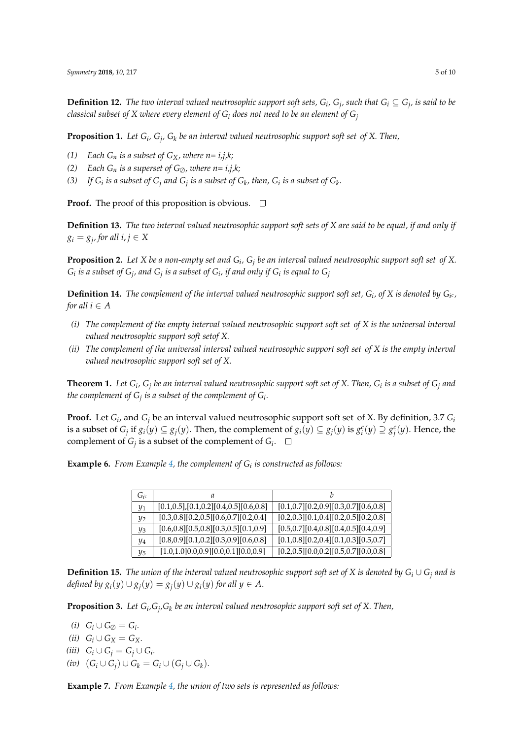**Definition 12.** *The two interval valued neutrosophic support soft sets, $G_i$, $G_j$, such that $G_i \subseteq G_j$, is said to be classical subset of X where every element of $G_i$ does not need to be an element of $G_j$*

**Proposition 1.** *Let $G_i$, $G_j$, $G_k$ be an interval valued neutrosophic support soft set of X. Then,*

*(1) Each $G_n$ is a subset of $G_X$, where n= i,j,k;*

*(2) Each $G_n$ is a superset of $G_\emptyset$, where n= i,j,k;*

*(3) If $G_i$ is a subset of $G_j$ and $G_j$ is a subset of $G_k$, then, $G_i$ is a subset of $G_k$.*

**Proof.** The proof of this proposition is obvious. □

**Definition 13.** *The two interval valued neutrosophic support soft sets of X are said to be equal, if and only if $g_i = g_j$, for all $i, j \in X$*

**Proposition 2.** *Let X be a non-empty set and $G_i$, $G_j$ be an interval valued neutrosophic support soft set of X. $G_i$ is a subset of $G_j$, and $G_j$ is a subset of $G_i$, if and only if $G_i$ is equal to $G_j$*

**Definition 14.** *The complement of the interval valued neutrosophic support soft set, $G_i$, of X is denoted by $G_{i^c}$, for all $i \in A$*

*(i) The complement of the empty interval valued neutrosophic support soft set of X is the universal interval valued neutrosophic support soft setof X.*

*(ii) The complement of the universal interval valued neutrosophic support soft set of X is the empty interval valued neutrosophic support soft set of X.*

**Theorem 1.** *Let $G_i$, $G_j$ be an interval valued neutrosophic support soft set of X. Then, $G_i$ is a subset of $G_j$ and the complement of $G_j$ is a subset of the complement of $G_i$.*

**Proof.** Let $G_i$, and $G_j$ be an interval valued neutrosophic support soft set of X. By definition, 3.7 $G_i$ is a subset of $G_j$ if $g_i(y) \subseteq g_j(y)$. Then, the complement of $g_i(y) \subseteq g_j(y)$ is $g_i^c(y) \supseteq g_j^c(y)$. Hence, the complement of $G_j$ is a subset of the complement of $G_i$. □

**Example 6.** *From Example 4, the complement of $G_i$ is constructed as follows:*

| $G_{i^c}$ | $a$ | $b$ |
|---|---|---|
| $y_1$ | [0.1,0.5],[0.1,0.2][0.4,0.5][0.6,0.8] | [0.1,0.7][0.2,0.9][0.3,0.7][0.6,0.8] |
| $y_2$ | [0.3,0.8][0.2,0.5][0.6,0.7][0.2,0.4] | [0.2,0.3][0.1,0.4][0.2,0.5][0.2,0.8] |
| $y_3$ | [0.6,0.8][0.5,0.8][0.3,0.5][0.1,0.9] | [0.5,0.7][0.4,0.8][0.4,0.5][0.4,0.9] |
| $y_4$ | [0.8,0.9][0.1,0.2][0.3,0.9][0.6,0.8] | [0.1,0.8][0.2,0.4][0.1,0.3][0.5,0.7] |
| $y_5$ | [1.0,1.0]0.0,0.9][0.0,0.1][0.0,0.9] | [0.2,0.5][0.0,0.2][0.5,0.7][0.0,0.8] |

**Definition 15.** *The union of the interval valued neutrosophic support soft set of X is denoted by $G_i \cup G_j$ and is defined by $g_i(y) \cup g_j(y) = g_j(y) \cup g_i(y)$ for all $y \in A$.*

**Proposition 3.** *Let $G_i$,$G_j$,$G_k$ be an interval valued neutrosophic support soft set of X. Then,*

*(i) $G_i \cup G_\emptyset = G_i$.*

*(ii) $G_i \cup G_X = G_X$.*

*(iii) $G_i \cup G_j = G_j \cup G_i$.*

*(iv) $(G_i \cup G_j) \cup G_k = G_i \cup (G_j \cup G_k)$.*

**Example 7.** *From Example 4, the union of two sets is represented as follows:*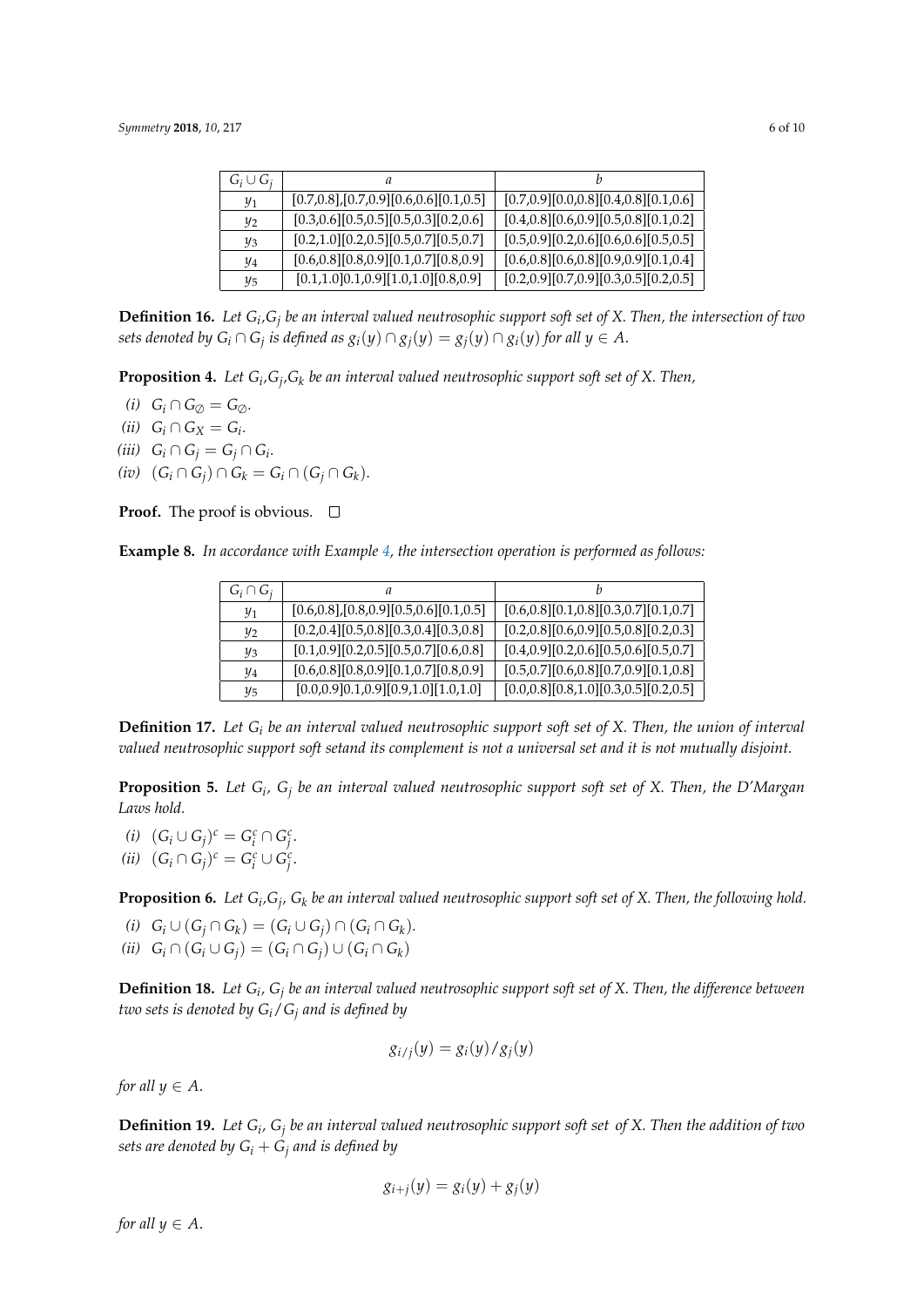| $G_i \cup G_j$ | $a$ | $b$ |
|---|---|---|
| $y_1$ | [0.7,0.8],[0.7,0.9][0.6,0.6][0.1,0.5] | [0.7,0.9][0.0,0.8][0.4,0.8][0.1,0.6] |
| $y_2$ | [0.3,0.6][0.5,0.5][0.5,0.3][0.2,0.6] | [0.4,0.8][0.6,0.9][0.5,0.8][0.1,0.2] |
| $y_3$ | [0.2,1.0][0.2,0.5][0.5,0.7][0.5,0.7] | [0.5,0.9][0.2,0.6][0.6,0.6][0.5,0.5] |
| $y_4$ | [0.6,0.8][0.8,0.9][0.1,0.7][0.8,0.9] | [0.6,0.8][0.6,0.8][0.9,0.9][0.1,0.4] |
| $y_5$ | [0.1,1.0]0.1,0.9][1.0,1.0][0.8,0.9] | [0.2,0.9][0.7,0.9][0.3,0.5][0.2,0.5] |

**Definition 16.** *Let $G_i$,$G_j$ be an interval valued neutrosophic support soft set of X. Then, the intersection of two sets denoted by $G_i \cap G_j$ is defined as $g_i(y) \cap g_j(y) = g_j(y) \cap g_i(y)$ for all $y \in A$.*

**Proposition 4.** *Let $G_i$,$G_j$,$G_k$ be an interval valued neutrosophic support soft set of X. Then,*

*(i)* $G_i \cap G_\emptyset = G_\emptyset$.
*(ii)* $G_i \cap G_X = G_i$.
*(iii)* $G_i \cap G_j = G_j \cap G_i$.
*(iv)* $(G_i \cap G_j) \cap G_k = G_i \cap (G_j \cap G_k)$.

**Proof.** The proof is obvious. □

**Example 8.** *In accordance with Example 4, the intersection operation is performed as follows:*

| $G_i \cap G_j$ | $a$ | $b$ |
|---|---|---|
| $y_1$ | [0.6,0.8],[0.8,0.9][0.5,0.6][0.1,0.5] | [0.6,0.8][0.1,0.8][0.3,0.7][0.1,0.7] |
| $y_2$ | [0.2,0.4][0.5,0.8][0.3,0.4][0.3,0.8] | [0.2,0.8][0.6,0.9][0.5,0.8][0.2,0.3] |
| $y_3$ | [0.1,0.9][0.2,0.5][0.5,0.7][0.6,0.8] | [0.4,0.9][0.2,0.6][0.5,0.6][0.5,0.7] |
| $y_4$ | [0.6,0.8][0.8,0.9][0.1,0.7][0.8,0.9] | [0.5,0.7][0.6,0.8][0.7,0.9][0.1,0.8] |
| $y_5$ | [0.0,0.9]0.1,0.9][0.9,1.0][1.0,1.0] | [0.0,0.8][0.8,1.0][0.3,0.5][0.2,0.5] |

**Definition 17.** *Let $G_i$ be an interval valued neutrosophic support soft set of X. Then, the union of interval valued neutrosophic support soft setand its complement is not a universal set and it is not mutually disjoint.*

**Proposition 5.** *Let $G_i$, $G_j$ be an interval valued neutrosophic support soft set of X. Then, the D'Margan Laws hold.*

*(i)* $(G_i \cup G_j)^c = G_i^c \cap G_j^c$.
*(ii)* $(G_i \cap G_j)^c = G_i^c \cup G_j^c$.

**Proposition 6.** *Let $G_i$,$G_j$, $G_k$ be an interval valued neutrosophic support soft set of X. Then, the following hold.*

*(i)* $G_i \cup (G_j \cap G_k) = (G_i \cup G_j) \cap (G_i \cap G_k)$.
*(ii)* $G_i \cap (G_i \cup G_j) = (G_i \cap G_j) \cup (G_i \cap G_k)$

**Definition 18.** *Let $G_i$, $G_j$ be an interval valued neutrosophic support soft set of X. Then, the difference between two sets is denoted by $G_i/G_j$ and is defined by*

$$g_{i/j}(y) = g_i(y)/g_j(y)$$

*for all $y \in A$.*

**Definition 19.** *Let $G_i$, $G_j$ be an interval valued neutrosophic support soft set of X. Then the addition of two sets are denoted by $G_i + G_j$ and is defined by*

$$g_{i+j}(y) = g_i(y) + g_j(y)$$

*for all $y \in A$.*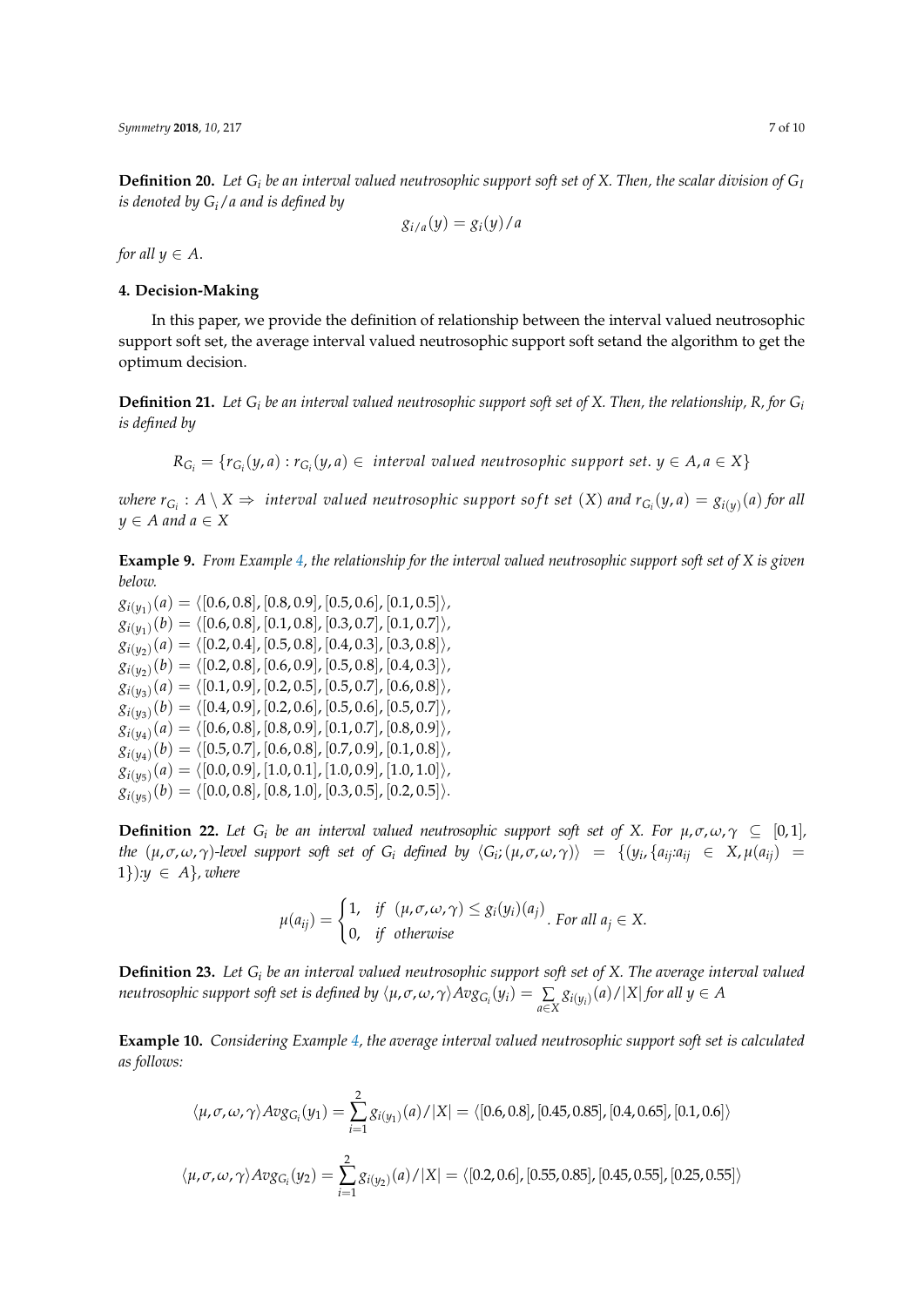**Definition 20.** *Let $G_i$ be an interval valued neutrosophic support soft set of X. Then, the scalar division of $G_I$ is denoted by $G_i/a$ and is defined by*

$$g_{i/a}(y) = g_i(y)/a$$

*for all $y \in A$.*

## 4. Decision-Making

In this paper, we provide the definition of relationship between the interval valued neutrosophic support soft set, the average interval valued neutrosophic support soft setand the algorithm to get the optimum decision.

**Definition 21.** *Let $G_i$ be an interval valued neutrosophic support soft set of X. Then, the relationship, R, for $G_i$ is defined by*

$$R_{G_i} = \{r_{G_i}(y,a) : r_{G_i}(y,a) \in \textit{ interval valued neutrosophic support set. } y \in A, a \in X\}$$

*where $r_{G_i} : A \setminus X \Rightarrow$ interval valued neutrosophic support soft set $(X)$ and $r_{G_i}(y,a) = g_{i(y)}(a)$ for all $y \in A$ and $a \in X$*

**Example 9.** *From Example 4, the relationship for the interval valued neutrosophic support soft set of X is given below.*
$g_{i(y_1)}(a) = \langle[0.6, 0.8], [0.8, 0.9], [0.5, 0.6], [0.1, 0.5]\rangle$,
$g_{i(y_1)}(b) = \langle[0.6, 0.8], [0.1, 0.8], [0.3, 0.7], [0.1, 0.7]\rangle$,
$g_{i(y_2)}(a) = \langle[0.2, 0.4], [0.5, 0.8], [0.4, 0.3], [0.3, 0.8]\rangle$,
$g_{i(y_2)}(b) = \langle[0.2, 0.8], [0.6, 0.9], [0.5, 0.8], [0.4, 0.3]\rangle$,
$g_{i(y_3)}(a) = \langle[0.1, 0.9], [0.2, 0.5], [0.5, 0.7], [0.6, 0.8]\rangle$,
$g_{i(y_3)}(b) = \langle[0.4, 0.9], [0.2, 0.6], [0.5, 0.6], [0.5, 0.7]\rangle$,
$g_{i(y_4)}(a) = \langle[0.6, 0.8], [0.8, 0.9], [0.1, 0.7], [0.8, 0.9]\rangle$,
$g_{i(y_4)}(b) = \langle[0.5, 0.7], [0.6, 0.8], [0.7, 0.9], [0.1, 0.8]\rangle$,
$g_{i(y_5)}(a) = \langle[0.0, 0.9], [1.0, 0.1], [1.0, 0.9], [1.0, 1.0]\rangle$,
$g_{i(y_5)}(b) = \langle[0.0, 0.8], [0.8, 1.0], [0.3, 0.5], [0.2, 0.5]\rangle$.

**Definition 22.** *Let $G_i$ be an interval valued neutrosophic support soft set of X. For $\mu, \sigma, \omega, \gamma \subseteq [0,1]$, the $(\mu, \sigma, \omega, \gamma)$-level support soft set of $G_i$ defined by $\langle G_i; (\mu, \sigma, \omega, \gamma)\rangle = \{(y_i, \{a_{ij}{:}a_{ij} \in X, \mu(a_{ij}) = 1\}){:}y \in A\}$, where*

$$\mu(a_{ij}) = \begin{cases} 1, & \textit{if } \ (\mu, \sigma, \omega, \gamma) \leq g_i(y_i)(a_j) \\ 0, & \textit{if } \ \textit{otherwise} \end{cases}. \textit{ For all } a_j \in X.$$

**Definition 23.** *Let $G_i$ be an interval valued neutrosophic support soft set of X. The average interval valued neutrosophic support soft set is defined by $\langle \mu, \sigma, \omega, \gamma\rangle Avg_{G_i}(y_i) = \sum_{a \in X} g_{i(y_i)}(a)/|X|$ for all $y \in A$*

**Example 10.** *Considering Example 4, the average interval valued neutrosophic support soft set is calculated as follows:*

$$\langle \mu, \sigma, \omega, \gamma\rangle Avg_{G_i}(y_1) = \sum_{i=1}^{2} g_{i(y_1)}(a)/|X| = \langle[0.6, 0.8], [0.45, 0.85], [0.4, 0.65], [0.1, 0.6]\rangle$$

$$\langle \mu, \sigma, \omega, \gamma\rangle Avg_{G_i}(y_2) = \sum_{i=1}^{2} g_{i(y_2)}(a)/|X| = \langle[0.2, 0.6], [0.55, 0.85], [0.45, 0.55], [0.25, 0.55]\rangle$$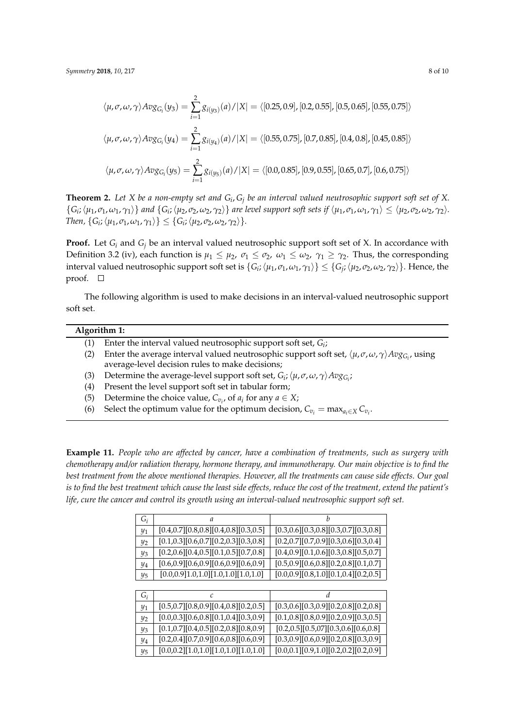$$\langle \mu, \sigma, \omega, \gamma \rangle Avg_{G_i}(y_3) = \sum_{i=1}^{2} g_{i(y_3)}(a)/|X| = \langle [0.25, 0.9], [0.2, 0.55], [0.5, 0.65], [0.55, 0.75] \rangle$$

$$\langle \mu, \sigma, \omega, \gamma \rangle Avg_{G_i}(y_4) = \sum_{i=1}^{2} g_{i(y_4)}(a)/|X| = \langle [0.55, 0.75], [0.7, 0.85], [0.4, 0.8], [0.45, 0.85] \rangle$$

$$\langle \mu, \sigma, \omega, \gamma \rangle Avg_{G_i}(y_5) = \sum_{i=1}^{2} g_{i(y_5)}(a)/|X| = \langle [0.0, 0.85], [0.9, 0.55], [0.65, 0.7], [0.6, 0.75] \rangle$$

**Theorem 2.** *Let X be a non-empty set and $G_i, G_j$ be an interval valued neutrosophic support soft set of X. $\{G_i; \langle \mu_1, \sigma_1, \omega_1, \gamma_1 \rangle\}$ and $\{G_i; \langle \mu_2, \sigma_2, \omega_2, \gamma_2 \rangle\}$ are level support soft sets if $\langle \mu_1, \sigma_1, \omega_1, \gamma_1 \rangle \leq \langle \mu_2, \sigma_2, \omega_2, \gamma_2 \rangle$. Then, $\{G_i; \langle \mu_1, \sigma_1, \omega_1, \gamma_1 \rangle\} \leq \{G_i; \langle \mu_2, \sigma_2, \omega_2, \gamma_2 \rangle\}$.*

**Proof.** Let $G_i$ and $G_j$ be an interval valued neutrosophic support soft set of X. In accordance with Definition 3.2 (iv), each function is $\mu_1 \leq \mu_2$, $\sigma_1 \leq \sigma_2$, $\omega_1 \leq \omega_2$, $\gamma_1 \geq \gamma_2$. Thus, the corresponding interval valued neutrosophic support soft set is $\{G_i; \langle \mu_1, \sigma_1, \omega_1, \gamma_1 \rangle\} \leq \{G_j; \langle \mu_2, \sigma_2, \omega_2, \gamma_2 \rangle\}$. Hence, the proof. □

The following algorithm is used to make decisions in an interval-valued neutrosophic support soft set.

**Algorithm 1:**

1. Enter the interval valued neutrosophic support soft set, $G_i$;
2. Enter the average interval valued neutrosophic support soft set, $\langle \mu, \sigma, \omega, \gamma \rangle Avg_{G_i}$, using average-level decision rules to make decisions;
3. Determine the average-level support soft set, $G_i; \langle \mu, \sigma, \omega, \gamma \rangle Avg_{G_i}$;
4. Present the level support soft set in tabular form;
5. Determine the choice value, $C_{v_i}$, of $a_i$ for any $a \in X$;
6. Select the optimum value for the optimum decision, $C_{v_i} = \max_{a_i \in X} C_{v_i}$.

**Example 11.** *People who are affected by cancer, have a combination of treatments, such as surgery with chemotherapy and/or radiation therapy, hormone therapy, and immunotherapy. Our main objective is to find the best treatment from the above mentioned therapies. However, all the treatments can cause side effects. Our goal is to find the best treatment which cause the least side effects, reduce the cost of the treatment, extend the patient's life, cure the cancer and control its growth using an interval-valued neutrosophic support soft set.*

| $G_i$ | $a$ | $b$ |
|---|---|---|
| $y_1$ | [0.4,0.7][0.8,0.8][0.4,0.8][0.3,0.5] | [0.3,0.6][0.3,0.8][0.3,0.7][0.3,0.8] |
| $y_2$ | [0.1,0.3][0.6,0.7][0.2,0.3][0.3,0.8] | [0.2,0.7][0.7,0.9][0.3,0.6][0.3,0.4] |
| $y_3$ | [0.2,0.6][0.4,0.5][0.1,0.5][0.7,0.8] | [0.4,0.9][0.1,0.6][0.3,0.8][0.5,0.7] |
| $y_4$ | [0.6,0.9][0.6,0.9][0.6,0.9][0.6,0.9] | [0.5,0.9][0.6,0.8][0.2,0.8][0.1,0.7] |
| $y_5$ | [0.0,0.9]1.0,1.0][1.0,1.0][1.0,1.0] | [0.0,0.9][0.8,1.0][0.1,0.4][0.2,0.5] |

| $G_i$ | $c$ | $d$ |
|---|---|---|
| $y_1$ | [0.5,0.7][0.8,0.9][0.4,0.8][0.2,0.5] | [0.3,0.6][0.3,0.9][0.2,0.8][0.2,0.8] |
| $y_2$ | [0.0,0.3][0.6,0.8][0.1,0.4][0.3,0.9] | [0.1,0.8][0.8,0.9][0.2,0.9][0.3,0.5] |
| $y_3$ | [0.1,0.7][0.4,0.5][0.2,0.8][0.8,0.9] | [0.2,0.5][0.5,07][0.3,0.6][0.6,0.8] |
| $y_4$ | [0.2,0.4][0.7,0.9][0.6,0.8][0.6,0.9] | [0.3,0.9][0.6,0.9][0.2,0.8][0.3,0.9] |
| $y_5$ | [0.0,0.2][1.0,1.0][1.0,1.0][1.0,1.0] | [0.0,0.1][0.9,1.0][0.2,0.2][0.2,0.9] |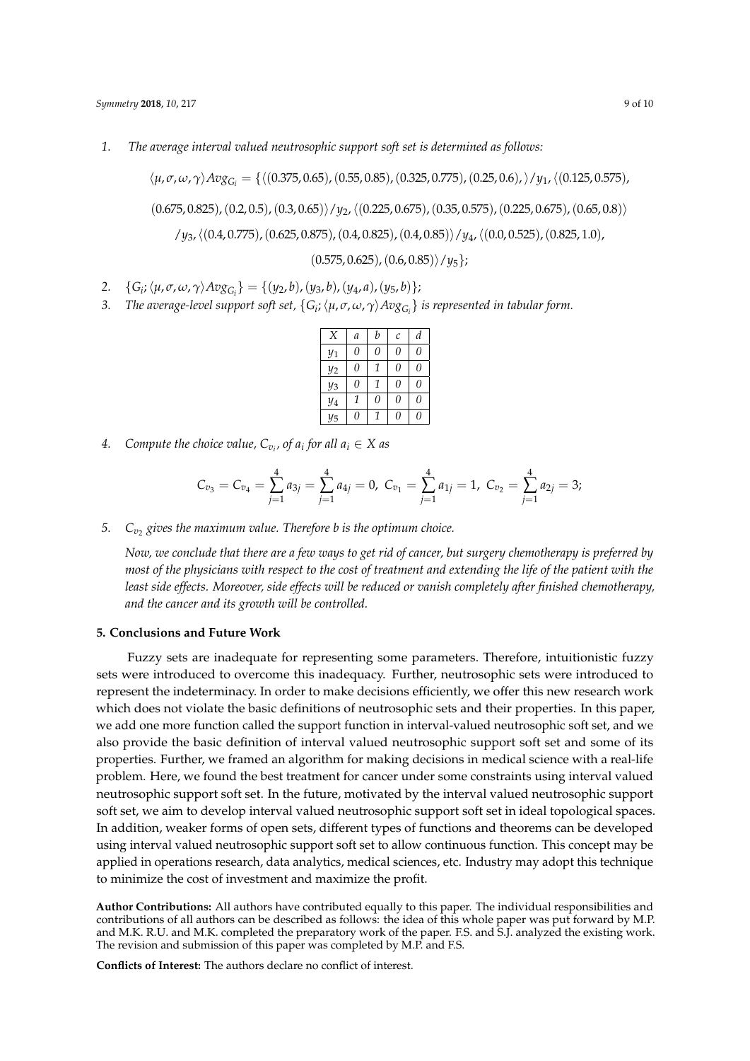1. *The average interval valued neutrosophic support soft set is determined as follows:*

$$\langle \mu, \sigma, \omega, \gamma \rangle Avg_{G_i} = \{\langle (0.375, 0.65), (0.55, 0.85), (0.325, 0.775), (0.25, 0.6), \rangle / y_1, \langle (0.125, 0.575), (0.675, 0.825), (0.2, 0.5), (0.3, 0.65) \rangle / y_2, \langle (0.225, 0.675), (0.35, 0.575), (0.225, 0.675), (0.65, 0.8) \rangle / y_3, \langle (0.4, 0.775), (0.625, 0.875), (0.4, 0.825), (0.4, 0.85) \rangle / y_4, \langle (0.0, 0.525), (0.825, 1.0), (0.575, 0.625), (0.6, 0.85) \rangle / y_5\};$$

2. $\{G_i; \langle \mu, \sigma, \omega, \gamma \rangle Avg_{G_i}\} = \{(y_2, b), (y_3, b), (y_4, a), (y_5, b)\};$
3. *The average-level support soft set,* $\{G_i; \langle \mu, \sigma, \omega, \gamma \rangle Avg_{G_i}\}$ *is represented in tabular form.*

| $X$ | $a$ | $b$ | $c$ | $d$ |
|---|---|---|---|---|
| $y_1$ | 0 | 0 | 0 | 0 |
| $y_2$ | 0 | 1 | 0 | 0 |
| $y_3$ | 0 | 1 | 0 | 0 |
| $y_4$ | 1 | 0 | 0 | 0 |
| $y_5$ | 0 | 1 | 0 | 0 |

4. *Compute the choice value,* $C_{v_i}$, *of* $a_i$ *for all* $a_i \in X$ *as*

$$C_{v_3} = C_{v_4} = \sum_{j=1}^{4} a_{3j} = \sum_{j=1}^{4} a_{4j} = 0, \; C_{v_1} = \sum_{j=1}^{4} a_{1j} = 1, \; C_{v_2} = \sum_{j=1}^{4} a_{2j} = 3;$$

5. $C_{v_2}$ *gives the maximum value. Therefore b is the optimum choice.*

   *Now, we conclude that there are a few ways to get rid of cancer, but surgery chemotherapy is preferred by most of the physicians with respect to the cost of treatment and extending the life of the patient with the least side effects. Moreover, side effects will be reduced or vanish completely after finished chemotherapy, and the cancer and its growth will be controlled.*

## 5. Conclusions and Future Work

Fuzzy sets are inadequate for representing some parameters. Therefore, intuitionistic fuzzy sets were introduced to overcome this inadequacy. Further, neutrosophic sets were introduced to represent the indeterminacy. In order to make decisions efficiently, we offer this new research work which does not violate the basic definitions of neutrosophic sets and their properties. In this paper, we add one more function called the support function in interval-valued neutrosophic soft set, and we also provide the basic definition of interval valued neutrosophic support soft set and some of its properties. Further, we framed an algorithm for making decisions in medical science with a real-life problem. Here, we found the best treatment for cancer under some constraints using interval valued neutrosophic support soft set. In the future, motivated by the interval valued neutrosophic support soft set, we aim to develop interval valued neutrosophic support soft set in ideal topological spaces. In addition, weaker forms of open sets, different types of functions and theorems can be developed using interval valued neutrosophic support soft set to allow continuous function. This concept may be applied in operations research, data analytics, medical sciences, etc. Industry may adopt this technique to minimize the cost of investment and maximize the profit.

**Author Contributions:** All authors have contributed equally to this paper. The individual responsibilities and contributions of all authors can be described as follows: the idea of this whole paper was put forward by M.P. and M.K. R.U. and M.K. completed the preparatory work of the paper. F.S. and S.J. analyzed the existing work. The revision and submission of this paper was completed by M.P. and F.S.

**Conflicts of Interest:** The authors declare no conflict of interest.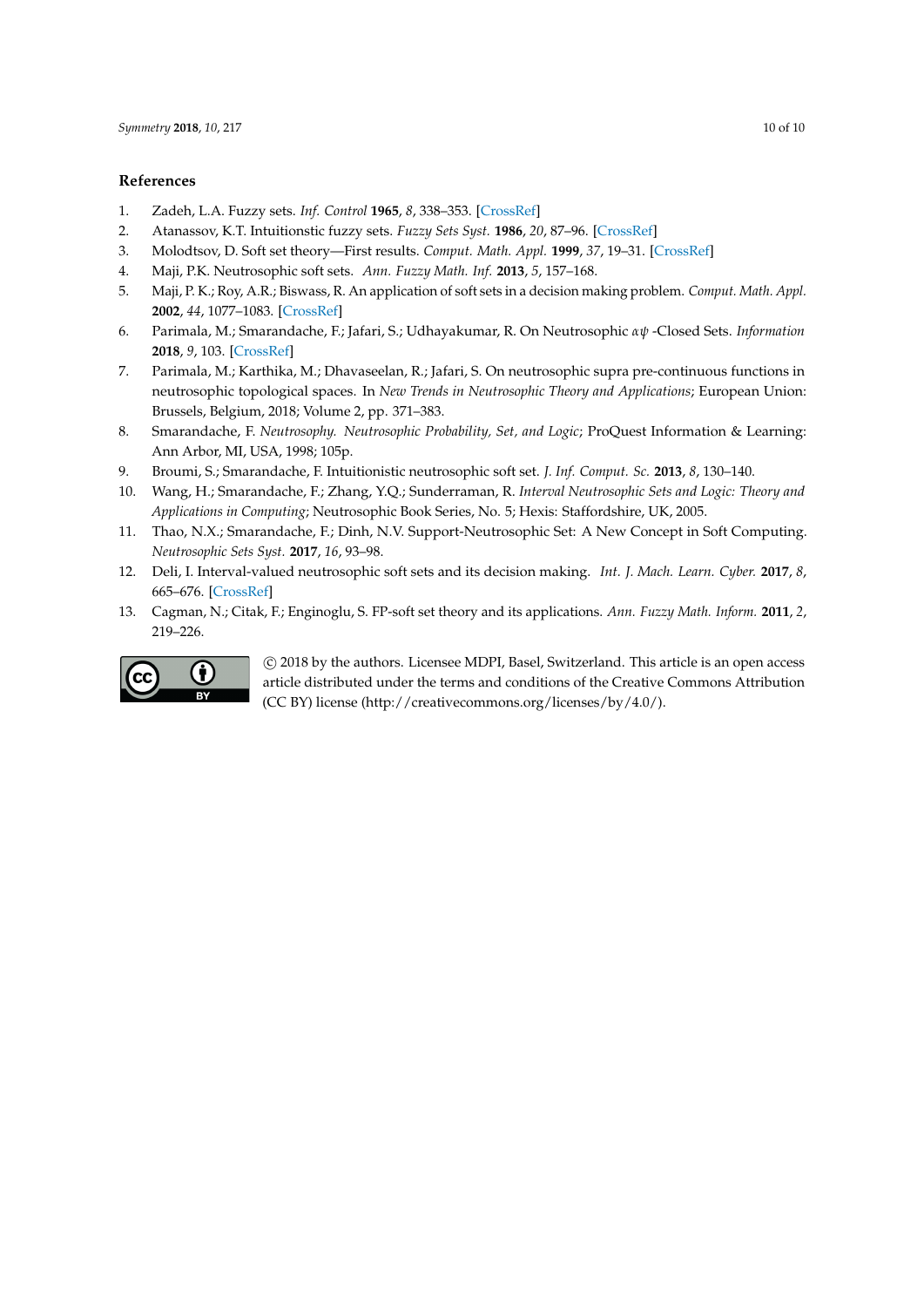## References

1. Zadeh, L.A. Fuzzy sets. *Inf. Control* **1965**, *8*, 338–353. [CrossRef]
2. Atanassov, K.T. Intuitionstic fuzzy sets. *Fuzzy Sets Syst.* **1986**, *20*, 87–96. [CrossRef]
3. Molodtsov, D. Soft set theory—First results. *Comput. Math. Appl.* **1999**, *37*, 19–31. [CrossRef]
4. Maji, P.K. Neutrosophic soft sets. *Ann. Fuzzy Math. Inf.* **2013**, *5*, 157–168.
5. Maji, P. K.; Roy, A.R.; Biswass, R. An application of soft sets in a decision making problem. *Comput. Math. Appl.* **2002**, *44*, 1077–1083. [CrossRef]
6. Parimala, M.; Smarandache, F.; Jafari, S.; Udhayakumar, R. On Neutrosophic $\alpha\psi$ -Closed Sets. *Information* **2018**, *9*, 103. [CrossRef]
7. Parimala, M.; Karthika, M.; Dhavaseelan, R.; Jafari, S. On neutrosophic supra pre-continuous functions in neutrosophic topological spaces. In *New Trends in Neutrosophic Theory and Applications*; European Union: Brussels, Belgium, 2018; Volume 2, pp. 371–383.
8. Smarandache, F. *Neutrosophy. Neutrosophic Probability, Set, and Logic*; ProQuest Information & Learning: Ann Arbor, MI, USA, 1998; 105p.
9. Broumi, S.; Smarandache, F. Intuitionistic neutrosophic soft set. *J. Inf. Comput. Sc.* **2013**, *8*, 130–140.
10. Wang, H.; Smarandache, F.; Zhang, Y.Q.; Sunderraman, R. *Interval Neutrosophic Sets and Logic: Theory and Applications in Computing*; Neutrosophic Book Series, No. 5; Hexis: Staffordshire, UK, 2005.
11. Thao, N.X.; Smarandache, F.; Dinh, N.V. Support-Neutrosophic Set: A New Concept in Soft Computing. *Neutrosophic Sets Syst.* **2017**, *16*, 93–98.
12. Deli, I. Interval-valued neutrosophic soft sets and its decision making. *Int. J. Mach. Learn. Cyber.* **2017**, *8*, 665–676. [CrossRef]
13. Cagman, N.; Citak, F.; Enginoglu, S. FP-soft set theory and its applications. *Ann. Fuzzy Math. Inform.* **2011**, *2*, 219–226.

© 2018 by the authors. Licensee MDPI, Basel, Switzerland. This article is an open access article distributed under the terms and conditions of the Creative Commons Attribution (CC BY) license (http://creativecommons.org/licenses/by/4.0/).